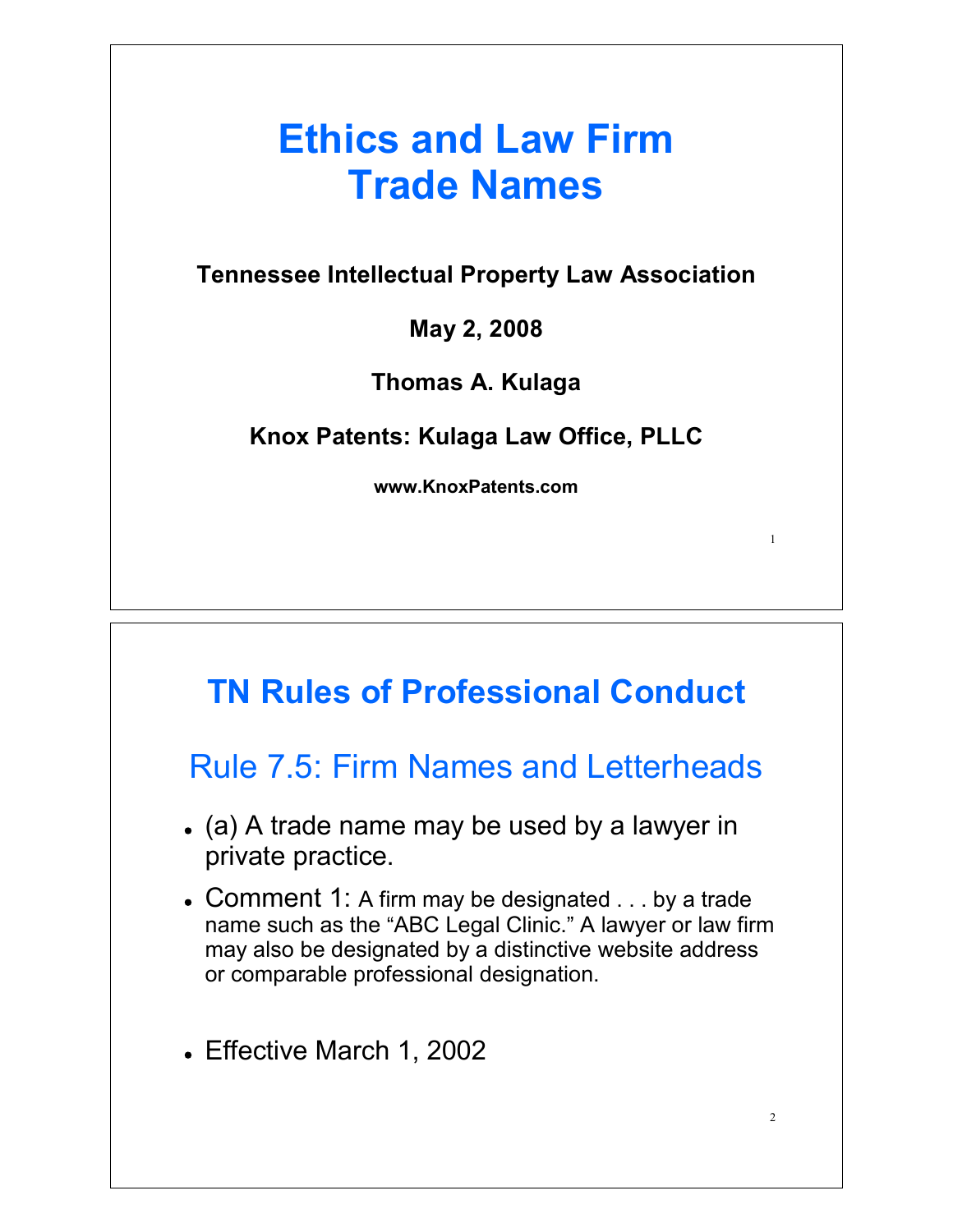# Ethics and Law Firm Trade Names

**Tennessee Intellectual Property Law Association**

**May 2, 2008**

**Thomas A. Kulaga**

**Knox Patents: Kulaga Law Office, PLLC**

**www.KnoxPatents.com**

# TN Rules of Professional Conduct

## Rule 7.5: Firm Names and Letterheads

- (a) A trade name may be used by a lawyer in private practice.
- Comment 1: A firm may be designated . . . by a trade name such as the "ABC Legal Clinic." A lawyer or law firm may also be designated by a distinctive website address or comparable professional designation.
- Effective March 1, 2002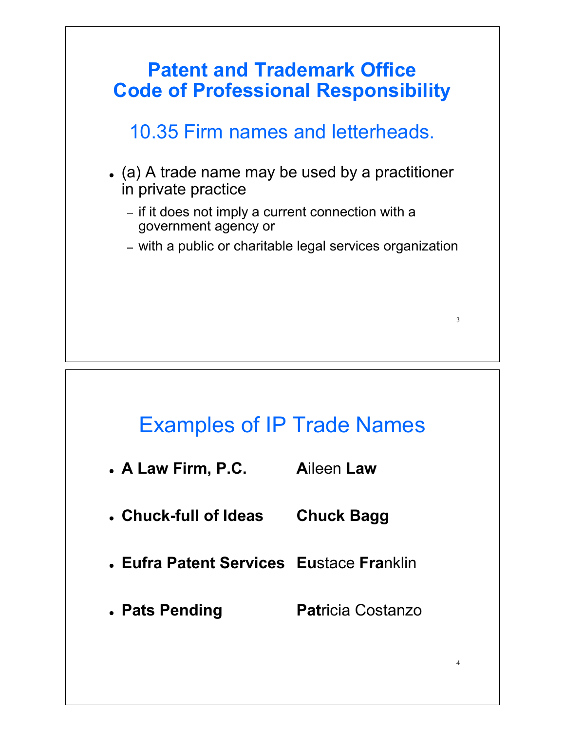# Patent and Trademark Office Code of Professional Responsibility

## 10.35 Firm names and letterheads.

- (a) A trade name may be used by a practitioner in private practice
  - if it does not imply a current connection with a government agency or
  - with a public or charitable legal services organization

## Examples of IP Trade Names

- **A Law Firm, P.C.** — **A**ileen **Law**
- **Chuck-full of Ideas** — **Chuck Bagg**
- **Eufra Patent Services** — **Eu**stace **Fra**nklin
- **Pats Pending** — **Pat**ricia Costanzo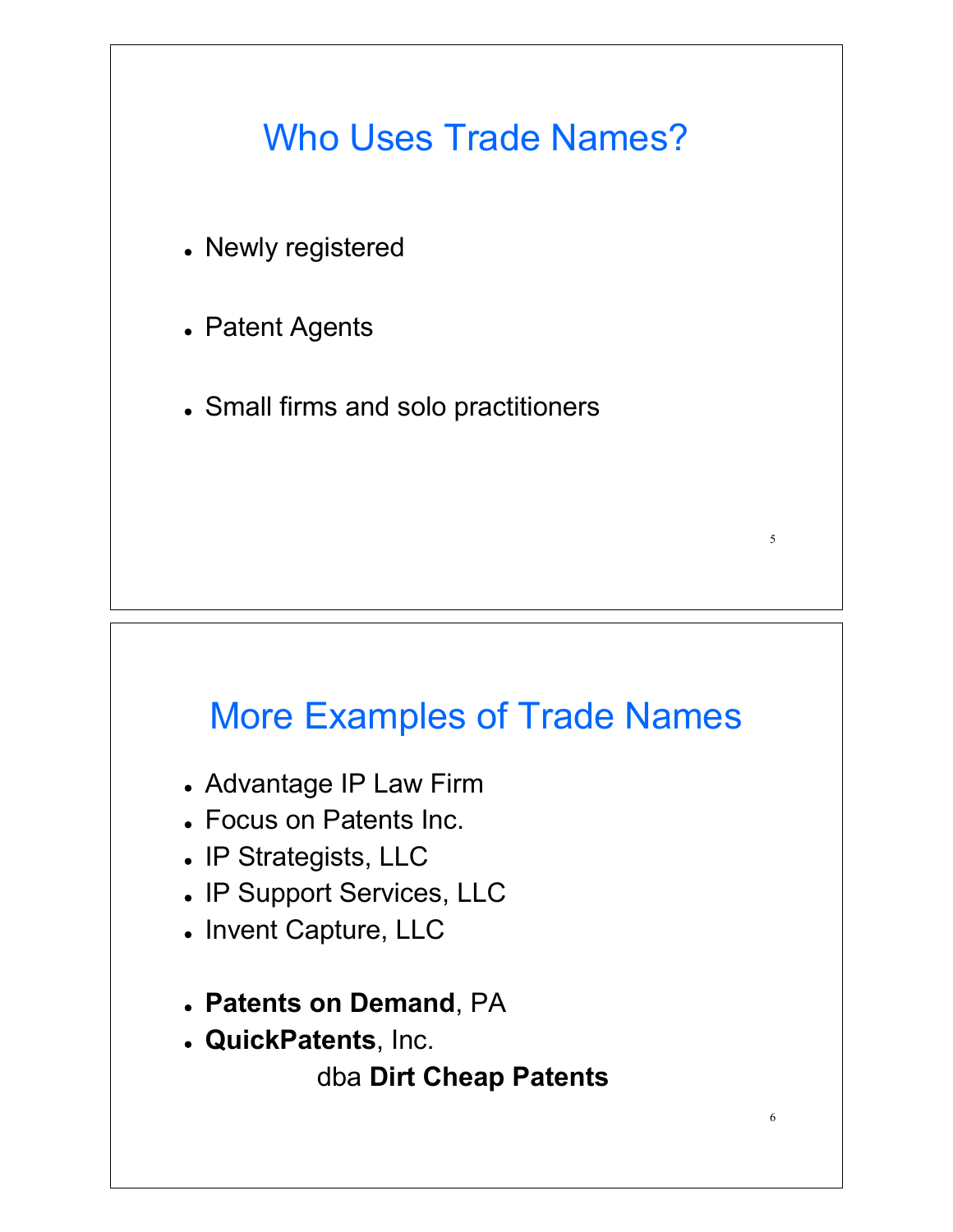## Who Uses Trade Names?

- Newly registered
- Patent Agents
- Small firms and solo practitioners

## More Examples of Trade Names

- Advantage IP Law Firm
- Focus on Patents Inc.
- IP Strategists, LLC
- IP Support Services, LLC
- Invent Capture, LLC

- **Patents on Demand**, PA
- **QuickPatents**, Inc.
  dba **Dirt Cheap Patents**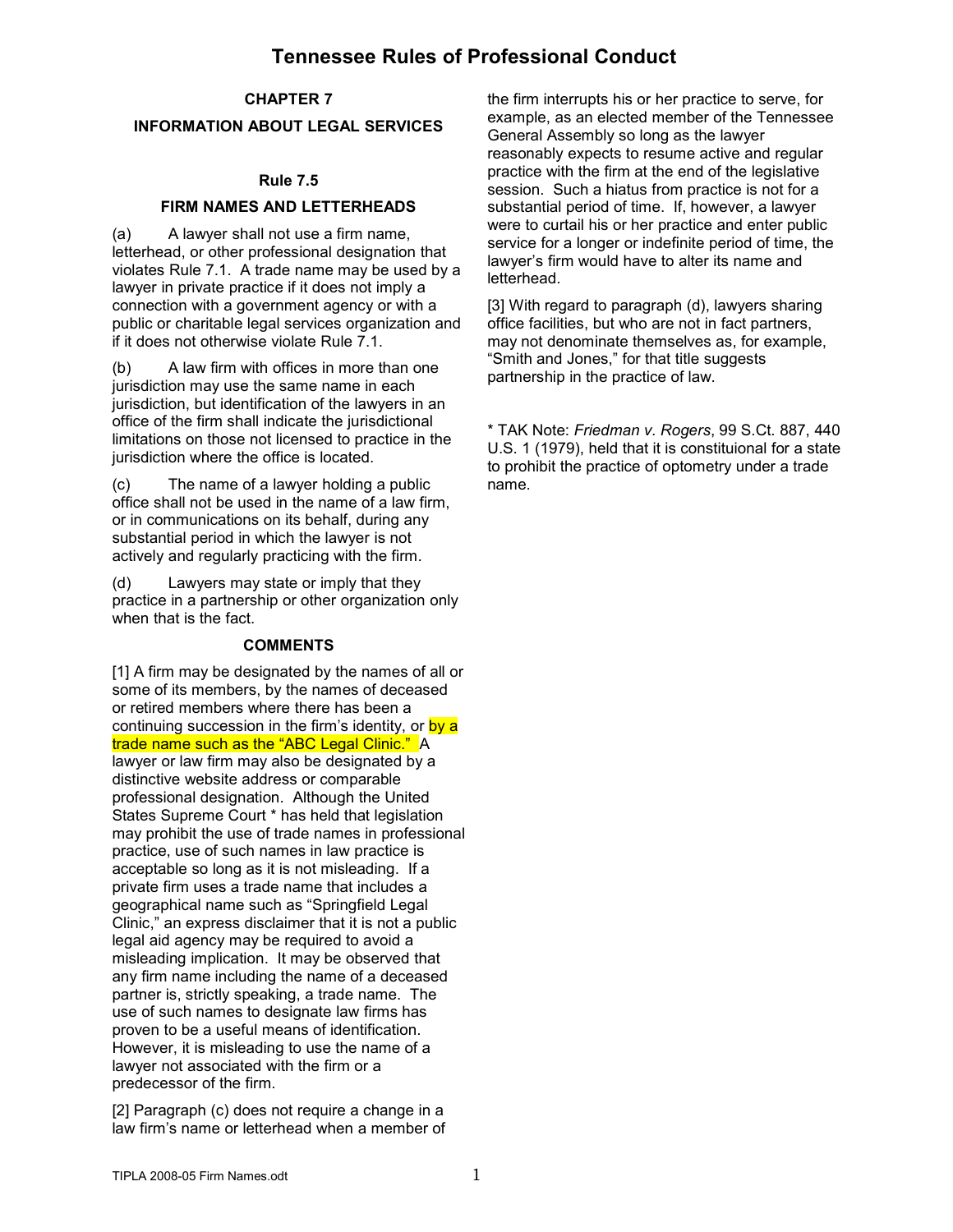# Tennessee Rules of Professional Conduct

## CHAPTER 7

## INFORMATION ABOUT LEGAL SERVICES

### Rule 7.5

### FIRM NAMES AND LETTERHEADS

(a) A lawyer shall not use a firm name, letterhead, or other professional designation that violates Rule 7.1. A trade name may be used by a lawyer in private practice if it does not imply a connection with a government agency or with a public or charitable legal services organization and if it does not otherwise violate Rule 7.1.

(b) A law firm with offices in more than one jurisdiction may use the same name in each jurisdiction, but identification of the lawyers in an office of the firm shall indicate the jurisdictional limitations on those not licensed to practice in the jurisdiction where the office is located.

(c) The name of a lawyer holding a public office shall not be used in the name of a law firm, or in communications on its behalf, during any substantial period in which the lawyer is not actively and regularly practicing with the firm.

(d) Lawyers may state or imply that they practice in a partnership or other organization only when that is the fact.

#### COMMENTS

[1] A firm may be designated by the names of all or some of its members, by the names of deceased or retired members where there has been a continuing succession in the firm's identity, or by a trade name such as the "ABC Legal Clinic." A lawyer or law firm may also be designated by a distinctive website address or comparable professional designation. Although the United States Supreme Court * has held that legislation may prohibit the use of trade names in professional practice, use of such names in law practice is acceptable so long as it is not misleading. If a private firm uses a trade name that includes a geographical name such as "Springfield Legal Clinic," an express disclaimer that it is not a public legal aid agency may be required to avoid a misleading implication. It may be observed that any firm name including the name of a deceased partner is, strictly speaking, a trade name. The use of such names to designate law firms has proven to be a useful means of identification. However, it is misleading to use the name of a lawyer not associated with the firm or a predecessor of the firm.

[2] Paragraph (c) does not require a change in a law firm's name or letterhead when a member of the firm interrupts his or her practice to serve, for example, as an elected member of the Tennessee General Assembly so long as the lawyer reasonably expects to resume active and regular practice with the firm at the end of the legislative session. Such a hiatus from practice is not for a substantial period of time. If, however, a lawyer were to curtail his or her practice and enter public service for a longer or indefinite period of time, the lawyer's firm would have to alter its name and letterhead.

[3] With regard to paragraph (d), lawyers sharing office facilities, but who are not in fact partners, may not denominate themselves as, for example, "Smith and Jones," for that title suggests partnership in the practice of law.

* TAK Note: *Friedman v. Rogers*, 99 S.Ct. 887, 440 U.S. 1 (1979), held that it is constituional for a state to prohibit the practice of optometry under a trade name.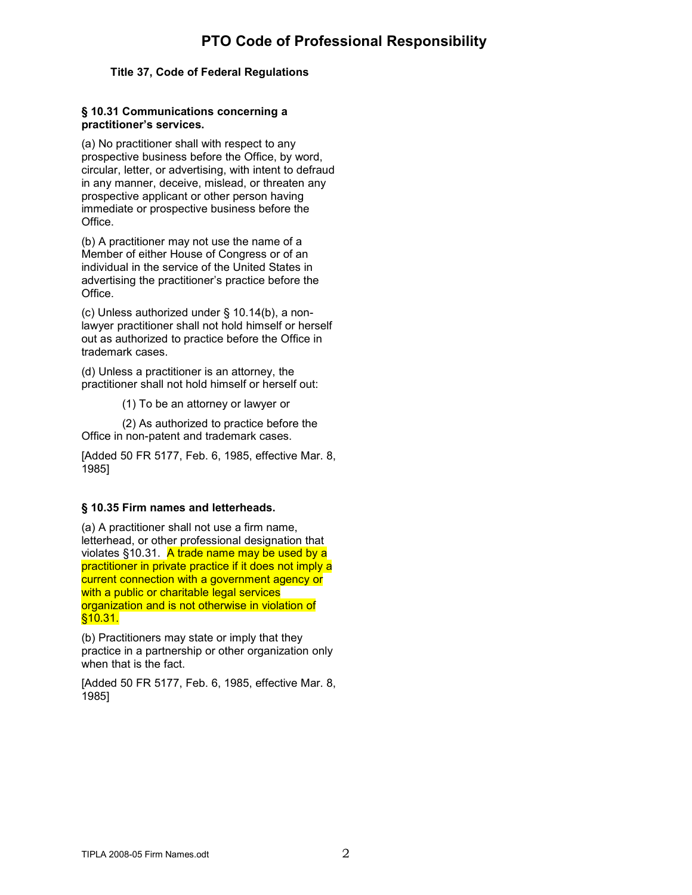# PTO Code of Professional Responsibility

**Title 37, Code of Federal Regulations**

**§ 10.31 Communications concerning a practitioner's services.**

(a) No practitioner shall with respect to any prospective business before the Office, by word, circular, letter, or advertising, with intent to defraud in any manner, deceive, mislead, or threaten any prospective applicant or other person having immediate or prospective business before the Office.

(b) A practitioner may not use the name of a Member of either House of Congress or of an individual in the service of the United States in advertising the practitioner's practice before the Office.

(c) Unless authorized under § 10.14(b), a non-lawyer practitioner shall not hold himself or herself out as authorized to practice before the Office in trademark cases.

(d) Unless a practitioner is an attorney, the practitioner shall not hold himself or herself out:

(1) To be an attorney or lawyer or

(2) As authorized to practice before the Office in non-patent and trademark cases.

[Added 50 FR 5177, Feb. 6, 1985, effective Mar. 8, 1985]

**§ 10.35 Firm names and letterheads.**

(a) A practitioner shall not use a firm name, letterhead, or other professional designation that violates §10.31. A trade name may be used by a practitioner in private practice if it does not imply a current connection with a government agency or with a public or charitable legal services organization and is not otherwise in violation of §10.31.

(b) Practitioners may state or imply that they practice in a partnership or other organization only when that is the fact.

[Added 50 FR 5177, Feb. 6, 1985, effective Mar. 8, 1985]